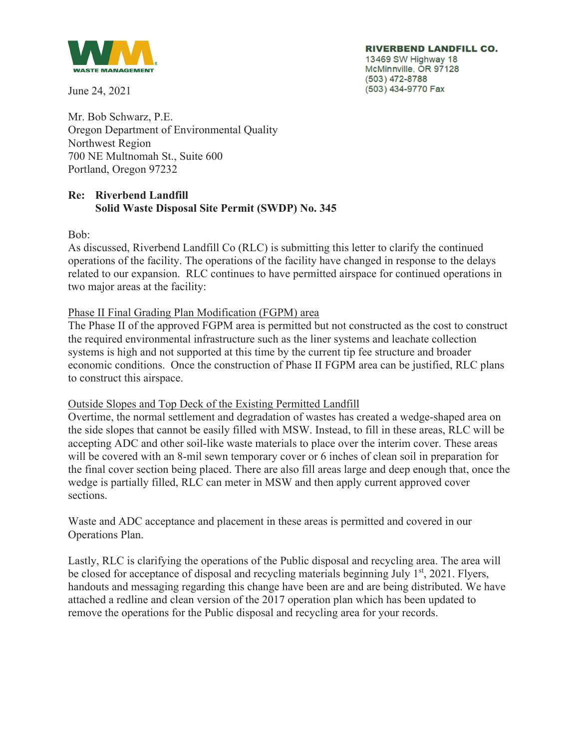WASTE MANAGEMENT

**RIVERBEND LANDFILL CO.**
13469 SW Highway 18
McMinnville, OR 97128
(503) 472-8788
(503) 434-9770 Fax

June 24, 2021

Mr. Bob Schwarz, P.E.
Oregon Department of Environmental Quality
Northwest Region
700 NE Multnomah St., Suite 600
Portland, Oregon 97232

**Re: Riverbend Landfill**
**Solid Waste Disposal Site Permit (SWDP) No. 345**

Bob:

As discussed, Riverbend Landfill Co (RLC) is submitting this letter to clarify the continued operations of the facility. The operations of the facility have changed in response to the delays related to our expansion. RLC continues to have permitted airspace for continued operations in two major areas at the facility:

<u>Phase II Final Grading Plan Modification (FGPM) area</u>

The Phase II of the approved FGPM area is permitted but not constructed as the cost to construct the required environmental infrastructure such as the liner systems and leachate collection systems is high and not supported at this time by the current tip fee structure and broader economic conditions. Once the construction of Phase II FGPM area can be justified, RLC plans to construct this airspace.

<u>Outside Slopes and Top Deck of the Existing Permitted Landfill</u>

Overtime, the normal settlement and degradation of wastes has created a wedge-shaped area on the side slopes that cannot be easily filled with MSW. Instead, to fill in these areas, RLC will be accepting ADC and other soil-like waste materials to place over the interim cover. These areas will be covered with an 8-mil sewn temporary cover or 6 inches of clean soil in preparation for the final cover section being placed. There are also fill areas large and deep enough that, once the wedge is partially filled, RLC can meter in MSW and then apply current approved cover sections.

Waste and ADC acceptance and placement in these areas is permitted and covered in our Operations Plan.

Lastly, RLC is clarifying the operations of the Public disposal and recycling area. The area will be closed for acceptance of disposal and recycling materials beginning July 1st, 2021. Flyers, handouts and messaging regarding this change have been are and are being distributed. We have attached a redline and clean version of the 2017 operation plan which has been updated to remove the operations for the Public disposal and recycling area for your records.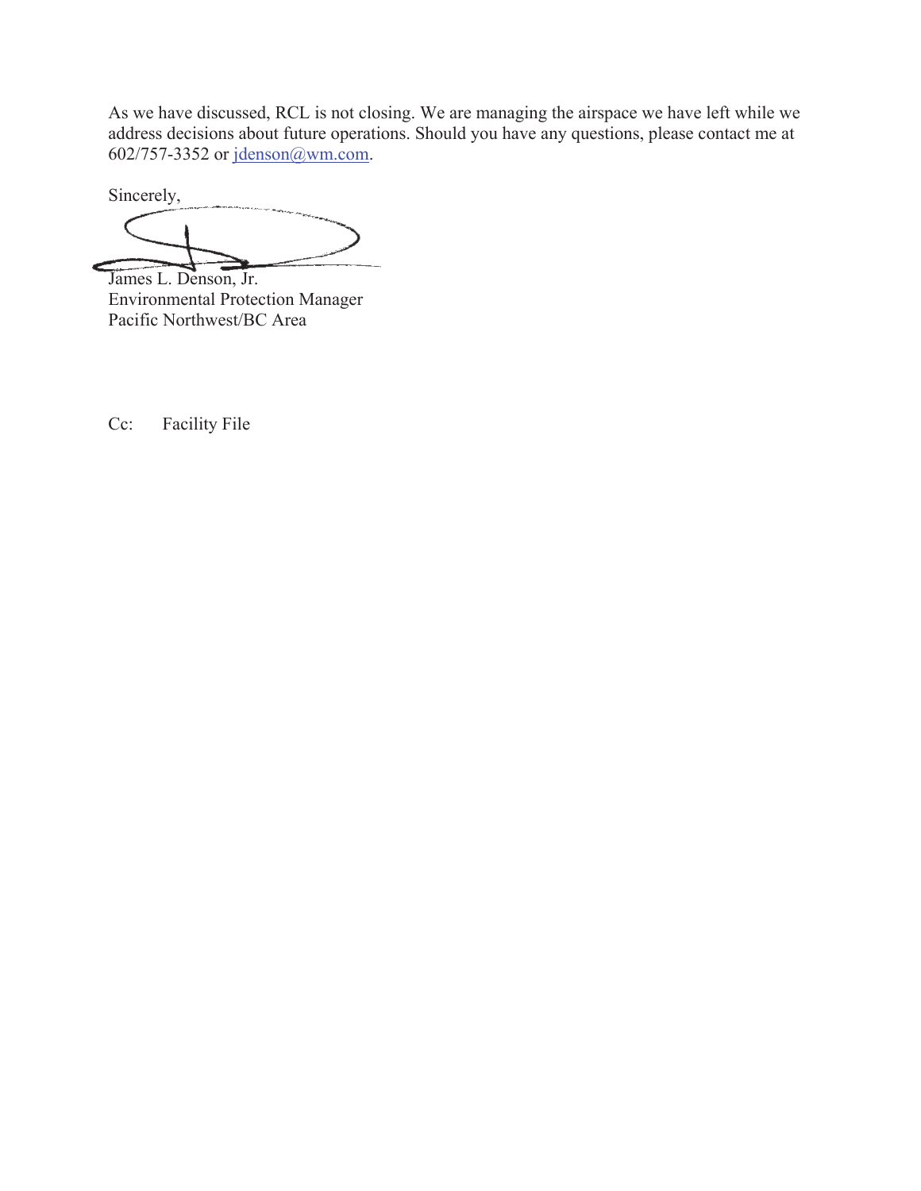As we have discussed, RCL is not closing. We are managing the airspace we have left while we address decisions about future operations. Should you have any questions, please contact me at 602/757-3352 or jdenson@wm.com.

Sincerely,

James L. Denson, Jr.
Environmental Protection Manager
Pacific Northwest/BC Area

Cc: Facility File